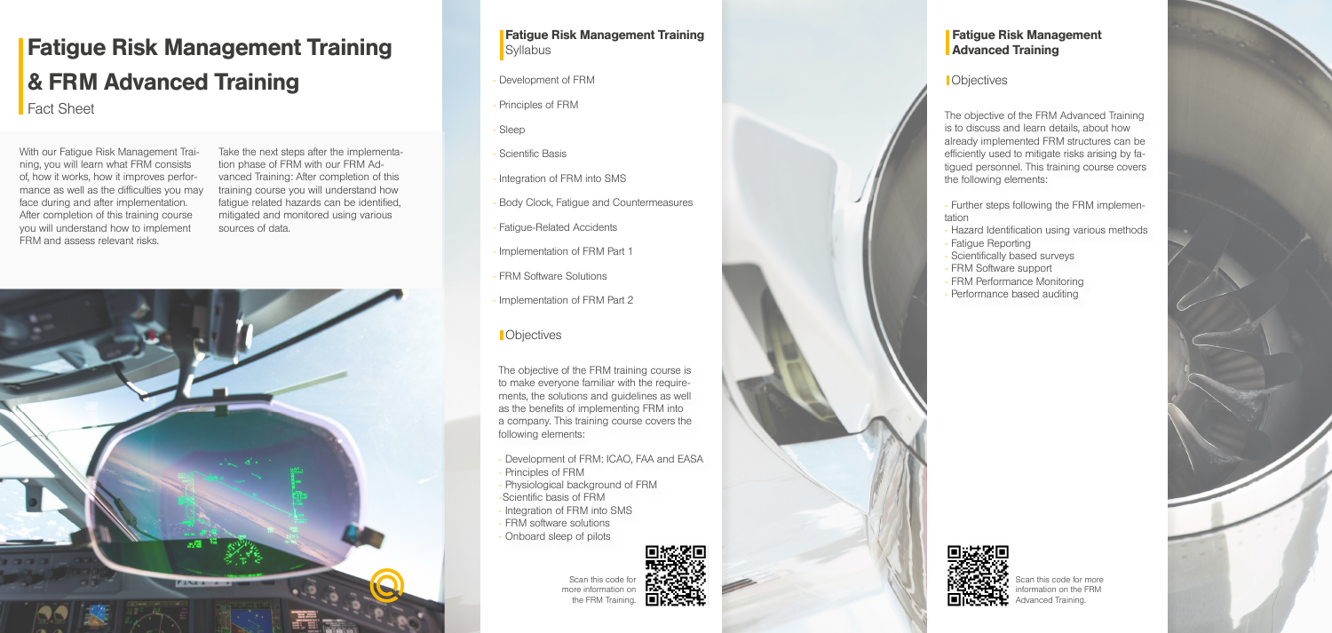# Fatigue Risk Management Training & FRM Advanced Training

Fact Sheet

With our Fatigue Risk Management Training, you will learn what FRM consists of, how it works, how it improves performance as well as the difficulties you may face during and after implementation. After completion of this training course you will understand how to implement FRM and assess relevant risks.

Take the next steps after the implementation phase of FRM with our FRM Advanced Training: After completion of this training course you will understand how fatigue related hazards can be identified, mitigated and monitored using various sources of data.

## Fatigue Risk Management Training

Syllabus

- Development of FRM
- Principles of FRM
- Sleep
- Scientific Basis
- Integration of FRM into SMS
- Body Clock, Fatigue and Countermeasures
- Fatigue-Related Accidents
- Implementation of FRM Part 1
- FRM Software Solutions
- Implementation of FRM Part 2

### Objectives

The objective of the FRM training course is to make everyone familiar with the requirements, the solutions and guidelines as well as the benefits of implementing FRM into a company. This training course covers the following elements:

- Development of FRM: ICAO, FAA and EASA
- Principles of FRM
- Physiological background of FRM
- Scientific basis of FRM
- Integration of FRM into SMS
- FRM software solutions
- Onboard sleep of pilots

Scan this code for more information on the FRM Training.

## Fatigue Risk Management Advanced Training

### Objectives

The objective of the FRM Advanced Training is to discuss and learn details, about how already implemented FRM structures can be efficiently used to mitigate risks arising by fatigued personnel. This training course covers the following elements:

- Further steps following the FRM implementation
- Hazard Identification using various methods
- Fatigue Reporting
- Scientifically based surveys
- FRM Software support
- FRM Performance Monitoring
- Performance based auditing

Scan this code for more information on the FRM Advanced Training.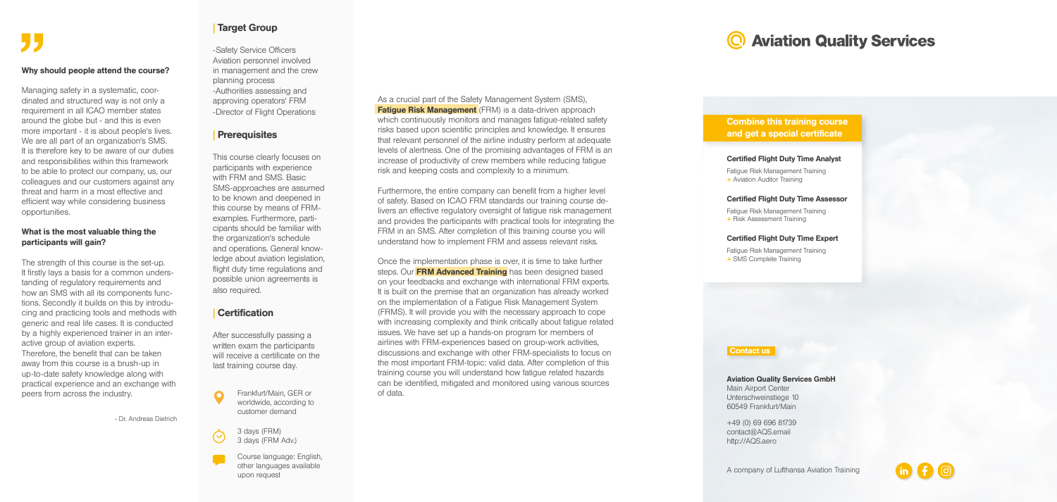## Why should people attend the course?

Managing safety in a systematic, coordinated and structured way is not only a requirement in all ICAO member states around the globe but - and this is even more important - it is about people's lives. We are all part of an organization's SMS. It is therefore key to be aware of our duties and responsibilities within this framework to be able to protect our company, us, our colleagues and our customers against any threat and harm in a most effective and efficient way while considering business opportunities.

## What is the most valuable thing the participants will gain?

The strength of this course is the set-up. It firstly lays a basis for a common understanding of regulatory requirements and how an SMS with all its components functions. Secondly it builds on this by introducing and practicing tools and methods with generic and real life cases. It is conducted by a highly experienced trainer in an interactive group of aviation experts. Therefore, the benefit that can be taken away from this course is a brush-up in up-to-date safety knowledge along with practical experience and an exchange with peers from across the industry.

- Dr. Andreas Dietrich

## Target Group

-Safety Service Officers
Aviation personnel involved in management and the crew planning process
-Authorities assessing and approving operators' FRM
-Director of Flight Operations

## Prerequisites

This course clearly focuses on participants with experience with FRM and SMS. Basic SMS-approaches are assumed to be known and deepened in this course by means of FRM-examples. Furthermore, participants should be familiar with the organization's schedule and operations. General knowledge about aviation legislation, flight duty time regulations and possible union agreements is also required.

## Certification

After successfully passing a written exam the participants will receive a certificate on the last training course day.

Frankfurt/Main, GER or worldwide, according to customer demand

3 days (FRM)
3 days (FRM Adv.)

Course language: English, other languages available upon request

As a crucial part of the Safety Management System (SMS), **Fatigue Risk Management** (FRM) is a data-driven approach which continuously monitors and manages fatigue-related safety risks based upon scientific principles and knowledge. It ensures that relevant personnel of the airline industry perform at adequate levels of alertness. One of the promising advantages of FRM is an increase of productivity of crew members while reducing fatigue risk and keeping costs and complexity to a minimum.

Furthermore, the entire company can benefit from a higher level of safety. Based on ICAO FRM standards our training course delivers an effective regulatory oversight of fatigue risk management and provides the participants with practical tools for integrating the FRM in an SMS. After completion of this training course you will understand how to implement FRM and assess relevant risks.

Once the implementation phase is over, it is time to take further steps. Our **FRM Advanced Training** has been designed based on your feedbacks and exchange with international FRM experts. It is built on the premise that an organization has already worked on the implementation of a Fatigue Risk Management System (FRMS). It will provide you with the necessary approach to cope with increasing complexity and think critically about fatigue related issues. We have set up a hands-on program for members of airlines with FRM-experiences based on group-work activities, discussions and exchange with other FRM-specialists to focus on the most important FRM-topic: valid data. After completion of this training course you will understand how fatigue related hazards can be identified, mitigated and monitored using various sources of data.

# Aviation Quality Services

## Combine this training course and get a special certificate

**Certified Flight Duty Time Analyst**

Fatigue Risk Management Training
+ Aviation Auditor Training

**Certified Flight Duty Time Assessor**

Fatigue Risk Management Training
+ Risk Assessment Training

**Certified Flight Duty Time Expert**

Fatigue Risk Management Training
+ SMS Complete Training

**Contact us**

**Aviation Quality Services GmbH**
Main Airport Center
Unterschweinstiege 10
60549 Frankfurt/Main

+49 (0) 69 696 81739
contact@AQS.email
http://AQS.aero

A company of Lufthansa Aviation Training